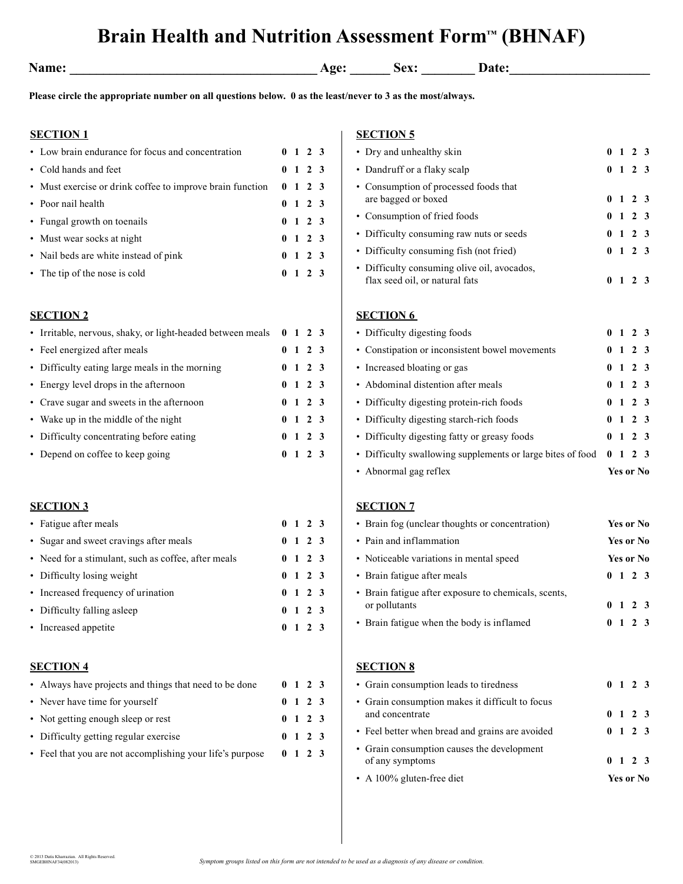# Brain Health and Nutrition Assessment Form™ (BHNAF)

**Name:** ______________________ **Age:** ______ **Sex:** ________ **Date:** ____________________

**Please circle the appropriate number on all questions below. 0 as the least/never to 3 as the most/always.**

## SECTION 1

| Question | Rating |
|---|---|
| Low brain endurance for focus and concentration | 0 1 2 3 |
| Cold hands and feet | 0 1 2 3 |
| Must exercise or drink coffee to improve brain function | 0 1 2 3 |
| Poor nail health | 0 1 2 3 |
| Fungal growth on toenails | 0 1 2 3 |
| Must wear socks at night | 0 1 2 3 |
| Nail beds are white instead of pink | 0 1 2 3 |
| The tip of the nose is cold | 0 1 2 3 |

## SECTION 2

| Question | Rating |
|---|---|
| Irritable, nervous, shaky, or light-headed between meals | 0 1 2 3 |
| Feel energized after meals | 0 1 2 3 |
| Difficulty eating large meals in the morning | 0 1 2 3 |
| Energy level drops in the afternoon | 0 1 2 3 |
| Crave sugar and sweets in the afternoon | 0 1 2 3 |
| Wake up in the middle of the night | 0 1 2 3 |
| Difficulty concentrating before eating | 0 1 2 3 |
| Depend on coffee to keep going | 0 1 2 3 |

## SECTION 3

| Question | Rating |
|---|---|
| Fatigue after meals | 0 1 2 3 |
| Sugar and sweet cravings after meals | 0 1 2 3 |
| Need for a stimulant, such as coffee, after meals | 0 1 2 3 |
| Difficulty losing weight | 0 1 2 3 |
| Increased frequency of urination | 0 1 2 3 |
| Difficulty falling asleep | 0 1 2 3 |
| Increased appetite | 0 1 2 3 |

## SECTION 4

| Question | Rating |
|---|---|
| Always have projects and things that need to be done | 0 1 2 3 |
| Never have time for yourself | 0 1 2 3 |
| Not getting enough sleep or rest | 0 1 2 3 |
| Difficulty getting regular exercise | 0 1 2 3 |
| Feel that you are not accomplishing your life's purpose | 0 1 2 3 |

## SECTION 5

| Question | Rating |
|---|---|
| Dry and unhealthy skin | 0 1 2 3 |
| Dandruff or a flaky scalp | 0 1 2 3 |
| Consumption of processed foods that are bagged or boxed | 0 1 2 3 |
| Consumption of fried foods | 0 1 2 3 |
| Difficulty consuming raw nuts or seeds | 0 1 2 3 |
| Difficulty consuming fish (not fried) | 0 1 2 3 |
| Difficulty consuming olive oil, avocados, flax seed oil, or natural fats | 0 1 2 3 |

## SECTION 6

| Question | Rating |
|---|---|
| Difficulty digesting foods | 0 1 2 3 |
| Constipation or inconsistent bowel movements | 0 1 2 3 |
| Increased bloating or gas | 0 1 2 3 |
| Abdominal distention after meals | 0 1 2 3 |
| Difficulty digesting protein-rich foods | 0 1 2 3 |
| Difficulty digesting starch-rich foods | 0 1 2 3 |
| Difficulty digesting fatty or greasy foods | 0 1 2 3 |
| Difficulty swallowing supplements or large bites of food | 0 1 2 3 |
| Abnormal gag reflex | Yes or No |

## SECTION 7

| Question | Rating |
|---|---|
| Brain fog (unclear thoughts or concentration) | Yes or No |
| Pain and inflammation | Yes or No |
| Noticeable variations in mental speed | Yes or No |
| Brain fatigue after meals | 0 1 2 3 |
| Brain fatigue after exposure to chemicals, scents, or pollutants | 0 1 2 3 |
| Brain fatigue when the body is inflamed | 0 1 2 3 |

## SECTION 8

| Question | Rating |
|---|---|
| Grain consumption leads to tiredness | 0 1 2 3 |
| Grain consumption makes it difficult to focus and concentrate | 0 1 2 3 |
| Feel better when bread and grains are avoided | 0 1 2 3 |
| Grain consumption causes the development of any symptoms | 0 1 2 3 |
| A 100% gluten-free diet | Yes or No |

© 2013 Datis Kharrazian. All Rights Reserved.
SMGEBHNAF34(082013)

*Symptom groups listed on this form are not intended to be used as a diagnosis of any disease or condition.*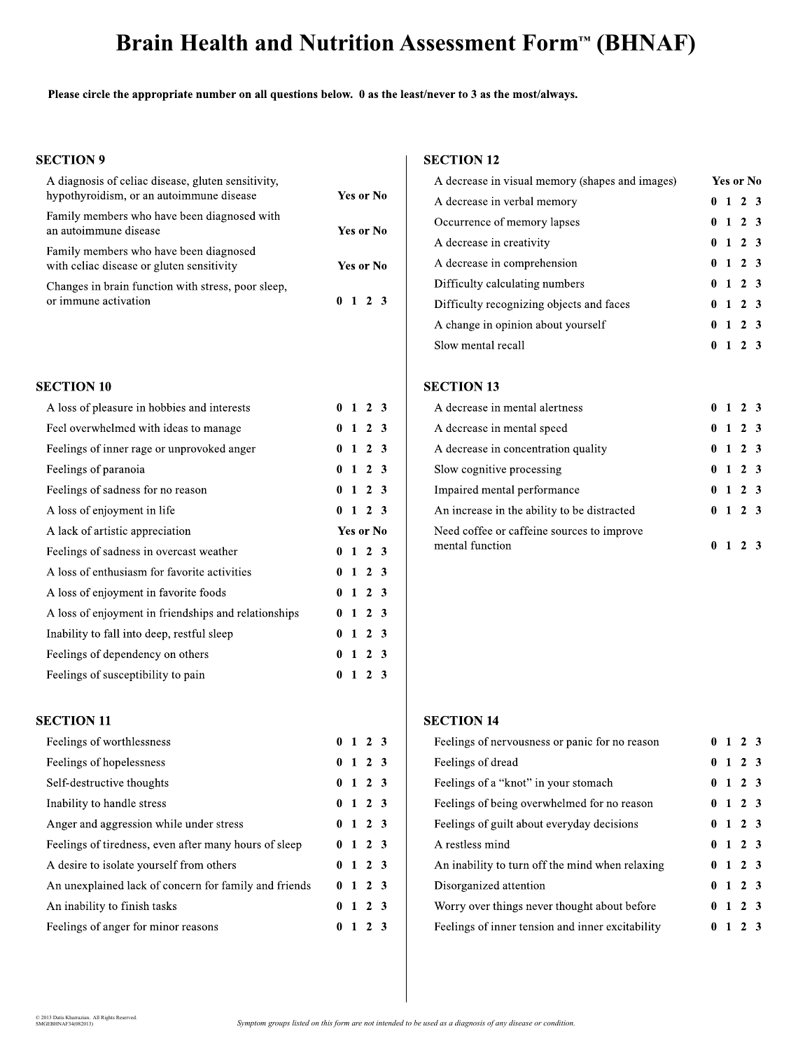# Brain Health and Nutrition Assessment Form™ (BHNAF)

**Please circle the appropriate number on all questions below. 0 as the least/never to 3 as the most/always.**

## SECTION 9

| | |
|---|---|
| A diagnosis of celiac disease, gluten sensitivity, hypothyroidism, or an autoimmune disease | **Yes or No** |
| Family members who have been diagnosed with an autoimmune disease | **Yes or No** |
| Family members who have been diagnosed with celiac disease or gluten sensitivity | **Yes or No** |
| Changes in brain function with stress, poor sleep, or immune activation | **0 1 2 3** |

## SECTION 10

| | |
|---|---|
| A loss of pleasure in hobbies and interests | **0 1 2 3** |
| Feel overwhelmed with ideas to manage | **0 1 2 3** |
| Feelings of inner rage or unprovoked anger | **0 1 2 3** |
| Feelings of paranoia | **0 1 2 3** |
| Feelings of sadness for no reason | **0 1 2 3** |
| A loss of enjoyment in life | **0 1 2 3** |
| A lack of artistic appreciation | **Yes or No** |
| Feelings of sadness in overcast weather | **0 1 2 3** |
| A loss of enthusiasm for favorite activities | **0 1 2 3** |
| A loss of enjoyment in favorite foods | **0 1 2 3** |
| A loss of enjoyment in friendships and relationships | **0 1 2 3** |
| Inability to fall into deep, restful sleep | **0 1 2 3** |
| Feelings of dependency on others | **0 1 2 3** |
| Feelings of susceptibility to pain | **0 1 2 3** |

## SECTION 11

| | |
|---|---|
| Feelings of worthlessness | **0 1 2 3** |
| Feelings of hopelessness | **0 1 2 3** |
| Self-destructive thoughts | **0 1 2 3** |
| Inability to handle stress | **0 1 2 3** |
| Anger and aggression while under stress | **0 1 2 3** |
| Feelings of tiredness, even after many hours of sleep | **0 1 2 3** |
| A desire to isolate yourself from others | **0 1 2 3** |
| An unexplained lack of concern for family and friends | **0 1 2 3** |
| An inability to finish tasks | **0 1 2 3** |
| Feelings of anger for minor reasons | **0 1 2 3** |

## SECTION 12

| | |
|---|---|
| A decrease in visual memory (shapes and images) | **Yes or No** |
| A decrease in verbal memory | **0 1 2 3** |
| Occurrence of memory lapses | **0 1 2 3** |
| A decrease in creativity | **0 1 2 3** |
| A decrease in comprehension | **0 1 2 3** |
| Difficulty calculating numbers | **0 1 2 3** |
| Difficulty recognizing objects and faces | **0 1 2 3** |
| A change in opinion about yourself | **0 1 2 3** |
| Slow mental recall | **0 1 2 3** |

## SECTION 13

| | |
|---|---|
| A decrease in mental alertness | **0 1 2 3** |
| A decrease in mental speed | **0 1 2 3** |
| A decrease in concentration quality | **0 1 2 3** |
| Slow cognitive processing | **0 1 2 3** |
| Impaired mental performance | **0 1 2 3** |
| An increase in the ability to be distracted | **0 1 2 3** |
| Need coffee or caffeine sources to improve mental function | **0 1 2 3** |

## SECTION 14

| | |
|---|---|
| Feelings of nervousness or panic for no reason | **0 1 2 3** |
| Feelings of dread | **0 1 2 3** |
| Feelings of a "knot" in your stomach | **0 1 2 3** |
| Feelings of being overwhelmed for no reason | **0 1 2 3** |
| Feelings of guilt about everyday decisions | **0 1 2 3** |
| A restless mind | **0 1 2 3** |
| An inability to turn off the mind when relaxing | **0 1 2 3** |
| Disorganized attention | **0 1 2 3** |
| Worry over things never thought about before | **0 1 2 3** |
| Feelings of inner tension and inner excitability | **0 1 2 3** |

© 2013 Datis Kharrazian. All Rights Reserved.
SMGEBHNAF34(082013)

*Symptom groups listed on this form are not intended to be used as a diagnosis of any disease or condition.*